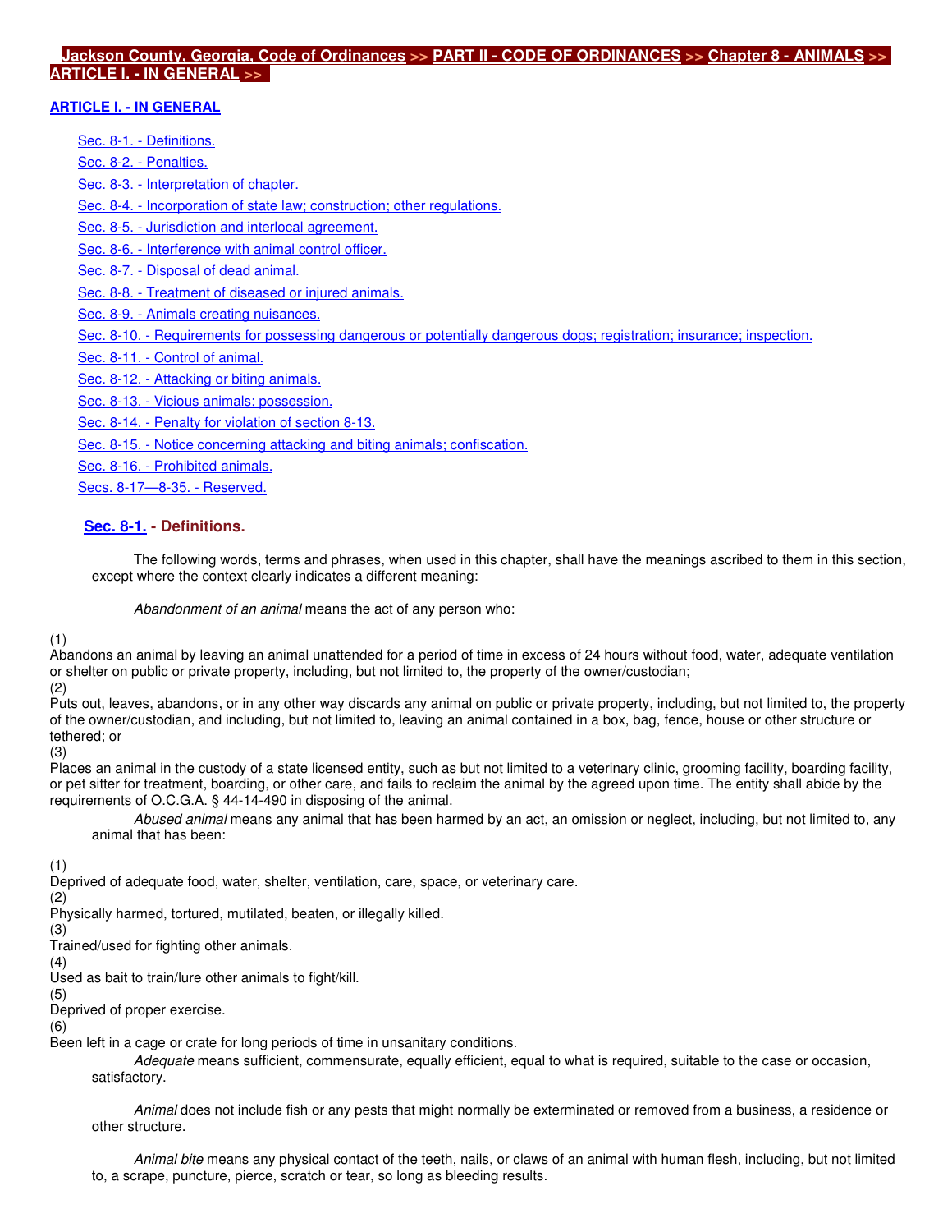Jackson County, Georgia, Code of Ordinances >> PART II - CODE OF ORDINANCES >> Chapter 8 - ANIMALS >> ARTICLE I. - IN GENERAL >>

## ARTICLE I. - IN GENERAL

- Sec. 8-1. - Definitions.
- Sec. 8-2. - Penalties.
- Sec. 8-3. - Interpretation of chapter.
- Sec. 8-4. - Incorporation of state law; construction; other regulations.
- Sec. 8-5. - Jurisdiction and interlocal agreement.
- Sec. 8-6. - Interference with animal control officer.
- Sec. 8-7. - Disposal of dead animal.
- Sec. 8-8. - Treatment of diseased or injured animals.
- Sec. 8-9. - Animals creating nuisances.
- Sec. 8-10. - Requirements for possessing dangerous or potentially dangerous dogs; registration; insurance; inspection.
- Sec. 8-11. - Control of animal.
- Sec. 8-12. - Attacking or biting animals.
- Sec. 8-13. - Vicious animals; possession.
- Sec. 8-14. - Penalty for violation of section 8-13.
- Sec. 8-15. - Notice concerning attacking and biting animals; confiscation.
- Sec. 8-16. - Prohibited animals.
- Secs. 8-17—8-35. - Reserved.

### Sec. 8-1. - Definitions.

The following words, terms and phrases, when used in this chapter, shall have the meanings ascribed to them in this section, except where the context clearly indicates a different meaning:

*Abandonment of an animal* means the act of any person who:

(1) Abandons an animal by leaving an animal unattended for a period of time in excess of 24 hours without food, water, adequate ventilation or shelter on public or private property, including, but not limited to, the property of the owner/custodian;

(2) Puts out, leaves, abandons, or in any other way discards any animal on public or private property, including, but not limited to, the property of the owner/custodian, and including, but not limited to, leaving an animal contained in a box, bag, fence, house or other structure or tethered; or

(3) Places an animal in the custody of a state licensed entity, such as but not limited to a veterinary clinic, grooming facility, boarding facility, or pet sitter for treatment, boarding, or other care, and fails to reclaim the animal by the agreed upon time. The entity shall abide by the requirements of O.C.G.A. § 44-14-490 in disposing of the animal.

*Abused animal* means any animal that has been harmed by an act, an omission or neglect, including, but not limited to, any animal that has been:

(1) Deprived of adequate food, water, shelter, ventilation, care, space, or veterinary care.

(2) Physically harmed, tortured, mutilated, beaten, or illegally killed.

(3) Trained/used for fighting other animals.

(4) Used as bait to train/lure other animals to fight/kill.

(5) Deprived of proper exercise.

(6) Been left in a cage or crate for long periods of time in unsanitary conditions.

*Adequate* means sufficient, commensurate, equally efficient, equal to what is required, suitable to the case or occasion, satisfactory.

*Animal* does not include fish or any pests that might normally be exterminated or removed from a business, a residence or other structure.

*Animal bite* means any physical contact of the teeth, nails, or claws of an animal with human flesh, including, but not limited to, a scrape, puncture, pierce, scratch or tear, so long as bleeding results.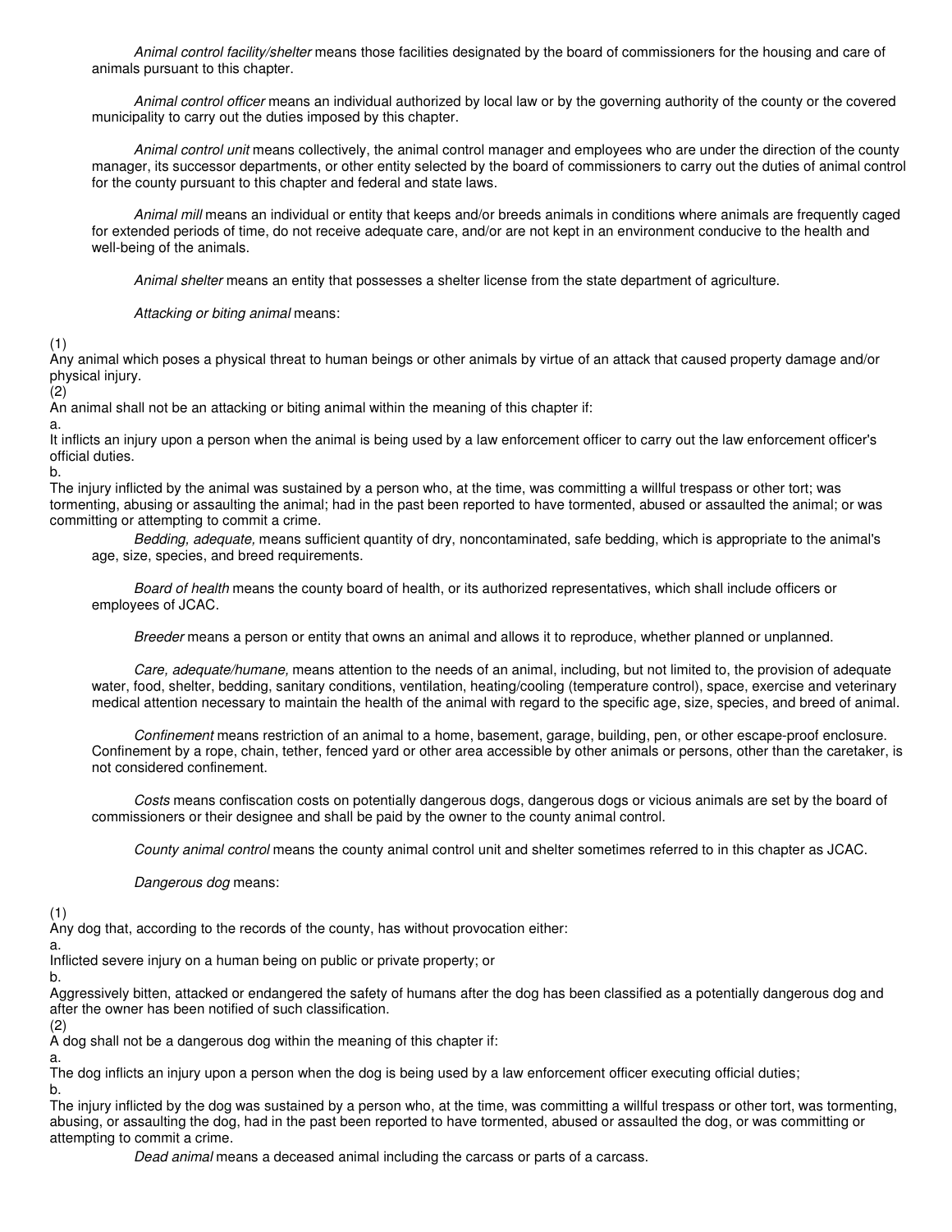*Animal control facility/shelter* means those facilities designated by the board of commissioners for the housing and care of animals pursuant to this chapter.

*Animal control officer* means an individual authorized by local law or by the governing authority of the county or the covered municipality to carry out the duties imposed by this chapter.

*Animal control unit* means collectively, the animal control manager and employees who are under the direction of the county manager, its successor departments, or other entity selected by the board of commissioners to carry out the duties of animal control for the county pursuant to this chapter and federal and state laws.

*Animal mill* means an individual or entity that keeps and/or breeds animals in conditions where animals are frequently caged for extended periods of time, do not receive adequate care, and/or are not kept in an environment conducive to the health and well-being of the animals.

*Animal shelter* means an entity that possesses a shelter license from the state department of agriculture.

*Attacking or biting animal* means:

(1)
Any animal which poses a physical threat to human beings or other animals by virtue of an attack that caused property damage and/or physical injury.

(2)
An animal shall not be an attacking or biting animal within the meaning of this chapter if:

a.
It inflicts an injury upon a person when the animal is being used by a law enforcement officer to carry out the law enforcement officer's official duties.

b.
The injury inflicted by the animal was sustained by a person who, at the time, was committing a willful trespass or other tort; was tormenting, abusing or assaulting the animal; had in the past been reported to have tormented, abused or assaulted the animal; or was committing or attempting to commit a crime.

*Bedding, adequate,* means sufficient quantity of dry, noncontaminated, safe bedding, which is appropriate to the animal's age, size, species, and breed requirements.

*Board of health* means the county board of health, or its authorized representatives, which shall include officers or employees of JCAC.

*Breeder* means a person or entity that owns an animal and allows it to reproduce, whether planned or unplanned.

*Care, adequate/humane,* means attention to the needs of an animal, including, but not limited to, the provision of adequate water, food, shelter, bedding, sanitary conditions, ventilation, heating/cooling (temperature control), space, exercise and veterinary medical attention necessary to maintain the health of the animal with regard to the specific age, size, species, and breed of animal.

*Confinement* means restriction of an animal to a home, basement, garage, building, pen, or other escape-proof enclosure. Confinement by a rope, chain, tether, fenced yard or other area accessible by other animals or persons, other than the caretaker, is not considered confinement.

*Costs* means confiscation costs on potentially dangerous dogs, dangerous dogs or vicious animals are set by the board of commissioners or their designee and shall be paid by the owner to the county animal control.

*County animal control* means the county animal control unit and shelter sometimes referred to in this chapter as JCAC.

*Dangerous dog* means:

(1)
Any dog that, according to the records of the county, has without provocation either:

a.
Inflicted severe injury on a human being on public or private property; or

b.
Aggressively bitten, attacked or endangered the safety of humans after the dog has been classified as a potentially dangerous dog and after the owner has been notified of such classification.

(2)
A dog shall not be a dangerous dog within the meaning of this chapter if:

a.
The dog inflicts an injury upon a person when the dog is being used by a law enforcement officer executing official duties;

b.
The injury inflicted by the dog was sustained by a person who, at the time, was committing a willful trespass or other tort, was tormenting, abusing, or assaulting the dog, had in the past been reported to have tormented, abused or assaulted the dog, or was committing or attempting to commit a crime.

*Dead animal* means a deceased animal including the carcass or parts of a carcass.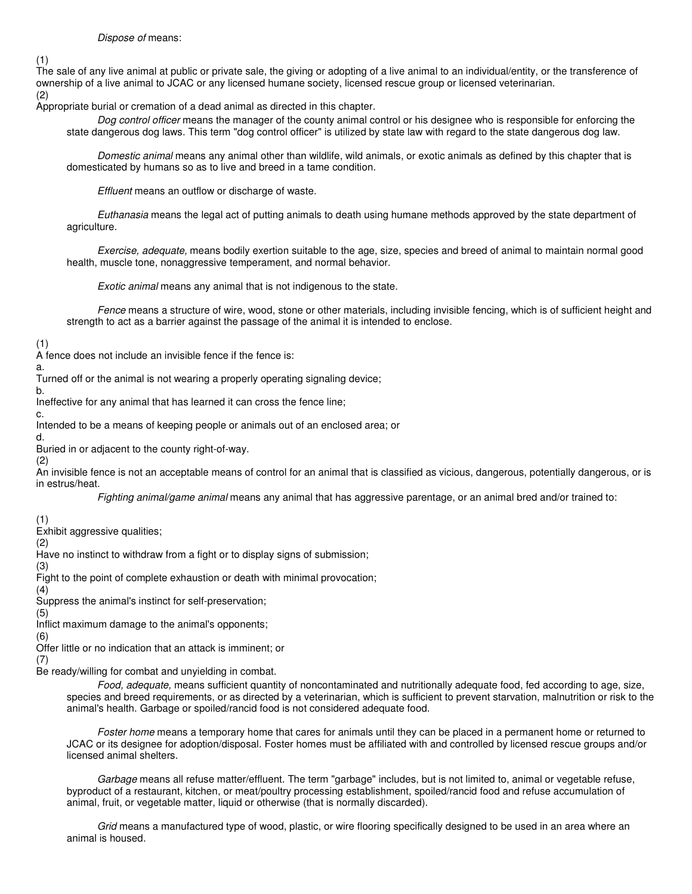*Dispose of* means:

(1)
The sale of any live animal at public or private sale, the giving or adopting of a live animal to an individual/entity, or the transference of ownership of a live animal to JCAC or any licensed humane society, licensed rescue group or licensed veterinarian.

(2)
Appropriate burial or cremation of a dead animal as directed in this chapter.

*Dog control officer* means the manager of the county animal control or his designee who is responsible for enforcing the state dangerous dog laws. This term "dog control officer" is utilized by state law with regard to the state dangerous dog law.

*Domestic animal* means any animal other than wildlife, wild animals, or exotic animals as defined by this chapter that is domesticated by humans so as to live and breed in a tame condition.

*Effluent* means an outflow or discharge of waste.

*Euthanasia* means the legal act of putting animals to death using humane methods approved by the state department of agriculture.

*Exercise, adequate,* means bodily exertion suitable to the age, size, species and breed of animal to maintain normal good health, muscle tone, nonaggressive temperament, and normal behavior.

*Exotic animal* means any animal that is not indigenous to the state.

*Fence* means a structure of wire, wood, stone or other materials, including invisible fencing, which is of sufficient height and strength to act as a barrier against the passage of the animal it is intended to enclose.

(1)
A fence does not include an invisible fence if the fence is:

a.
Turned off or the animal is not wearing a properly operating signaling device;

b.
Ineffective for any animal that has learned it can cross the fence line;

c.
Intended to be a means of keeping people or animals out of an enclosed area; or

d.
Buried in or adjacent to the county right-of-way.

(2)
An invisible fence is not an acceptable means of control for an animal that is classified as vicious, dangerous, potentially dangerous, or is in estrus/heat.

*Fighting animal/game animal* means any animal that has aggressive parentage, or an animal bred and/or trained to:

(1)
Exhibit aggressive qualities;

(2)
Have no instinct to withdraw from a fight or to display signs of submission;

(3)
Fight to the point of complete exhaustion or death with minimal provocation;

(4)
Suppress the animal's instinct for self-preservation;

(5)
Inflict maximum damage to the animal's opponents;

(6)
Offer little or no indication that an attack is imminent; or

(7)
Be ready/willing for combat and unyielding in combat.

*Food, adequate,* means sufficient quantity of noncontaminated and nutritionally adequate food, fed according to age, size, species and breed requirements, or as directed by a veterinarian, which is sufficient to prevent starvation, malnutrition or risk to the animal's health. Garbage or spoiled/rancid food is not considered adequate food.

*Foster home* means a temporary home that cares for animals until they can be placed in a permanent home or returned to JCAC or its designee for adoption/disposal. Foster homes must be affiliated with and controlled by licensed rescue groups and/or licensed animal shelters.

*Garbage* means all refuse matter/effluent. The term "garbage" includes, but is not limited to, animal or vegetable refuse, byproduct of a restaurant, kitchen, or meat/poultry processing establishment, spoiled/rancid food and refuse accumulation of animal, fruit, or vegetable matter, liquid or otherwise (that is normally discarded).

*Grid* means a manufactured type of wood, plastic, or wire flooring specifically designed to be used in an area where an animal is housed.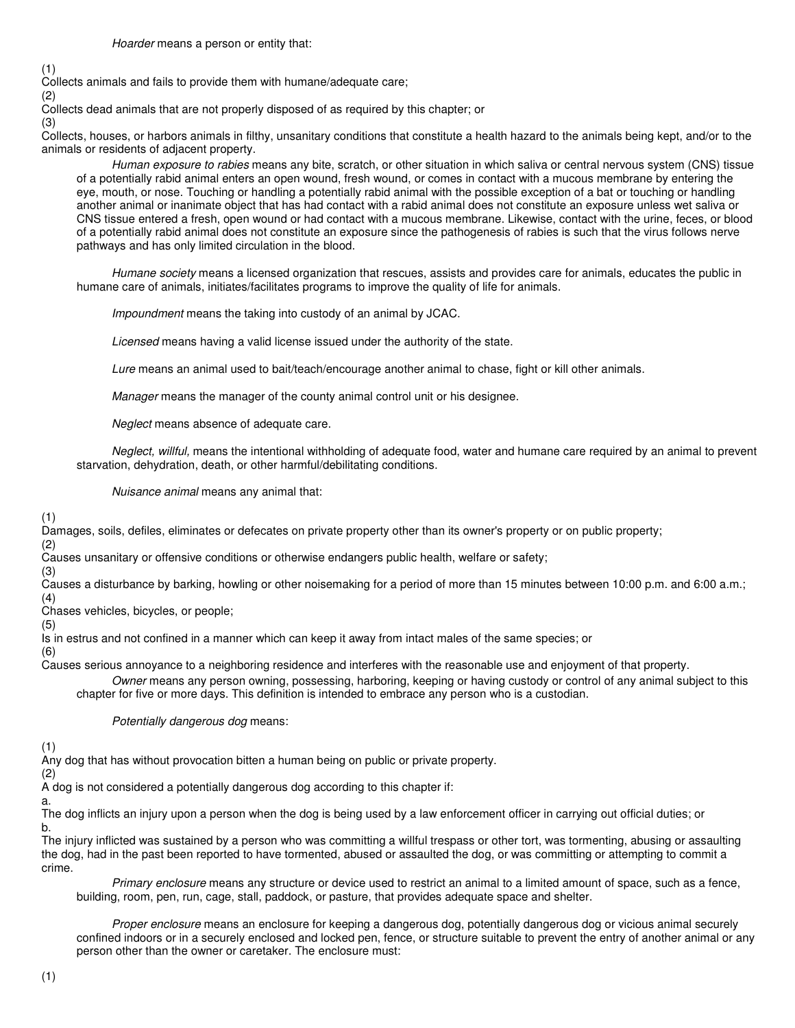*Hoarder* means a person or entity that:

(1)
Collects animals and fails to provide them with humane/adequate care;
(2)
Collects dead animals that are not properly disposed of as required by this chapter; or
(3)
Collects, houses, or harbors animals in filthy, unsanitary conditions that constitute a health hazard to the animals being kept, and/or to the animals or residents of adjacent property.

*Human exposure to rabies* means any bite, scratch, or other situation in which saliva or central nervous system (CNS) tissue of a potentially rabid animal enters an open wound, fresh wound, or comes in contact with a mucous membrane by entering the eye, mouth, or nose. Touching or handling a potentially rabid animal with the possible exception of a bat or touching or handling another animal or inanimate object that has had contact with a rabid animal does not constitute an exposure unless wet saliva or CNS tissue entered a fresh, open wound or had contact with a mucous membrane. Likewise, contact with the urine, feces, or blood of a potentially rabid animal does not constitute an exposure since the pathogenesis of rabies is such that the virus follows nerve pathways and has only limited circulation in the blood.

*Humane society* means a licensed organization that rescues, assists and provides care for animals, educates the public in humane care of animals, initiates/facilitates programs to improve the quality of life for animals.

*Impoundment* means the taking into custody of an animal by JCAC.

*Licensed* means having a valid license issued under the authority of the state.

*Lure* means an animal used to bait/teach/encourage another animal to chase, fight or kill other animals.

*Manager* means the manager of the county animal control unit or his designee.

*Neglect* means absence of adequate care.

*Neglect, willful,* means the intentional withholding of adequate food, water and humane care required by an animal to prevent starvation, dehydration, death, or other harmful/debilitating conditions.

*Nuisance animal* means any animal that:

(1)
Damages, soils, defiles, eliminates or defecates on private property other than its owner's property or on public property;
(2)
Causes unsanitary or offensive conditions or otherwise endangers public health, welfare or safety;
(3)
Causes a disturbance by barking, howling or other noisemaking for a period of more than 15 minutes between 10:00 p.m. and 6:00 a.m.;
(4)
Chases vehicles, bicycles, or people;
(5)
Is in estrus and not confined in a manner which can keep it away from intact males of the same species; or
(6)
Causes serious annoyance to a neighboring residence and interferes with the reasonable use and enjoyment of that property.

*Owner* means any person owning, possessing, harboring, keeping or having custody or control of any animal subject to this chapter for five or more days. This definition is intended to embrace any person who is a custodian.

*Potentially dangerous dog* means:

(1)
Any dog that has without provocation bitten a human being on public or private property.
(2)
A dog is not considered a potentially dangerous dog according to this chapter if:
a.
The dog inflicts an injury upon a person when the dog is being used by a law enforcement officer in carrying out official duties; or
b.
The injury inflicted was sustained by a person who was committing a willful trespass or other tort, was tormenting, abusing or assaulting the dog, had in the past been reported to have tormented, abused or assaulted the dog, or was committing or attempting to commit a crime.

*Primary enclosure* means any structure or device used to restrict an animal to a limited amount of space, such as a fence, building, room, pen, run, cage, stall, paddock, or pasture, that provides adequate space and shelter.

*Proper enclosure* means an enclosure for keeping a dangerous dog, potentially dangerous dog or vicious animal securely confined indoors or in a securely enclosed and locked pen, fence, or structure suitable to prevent the entry of another animal or any person other than the owner or caretaker. The enclosure must:

(1)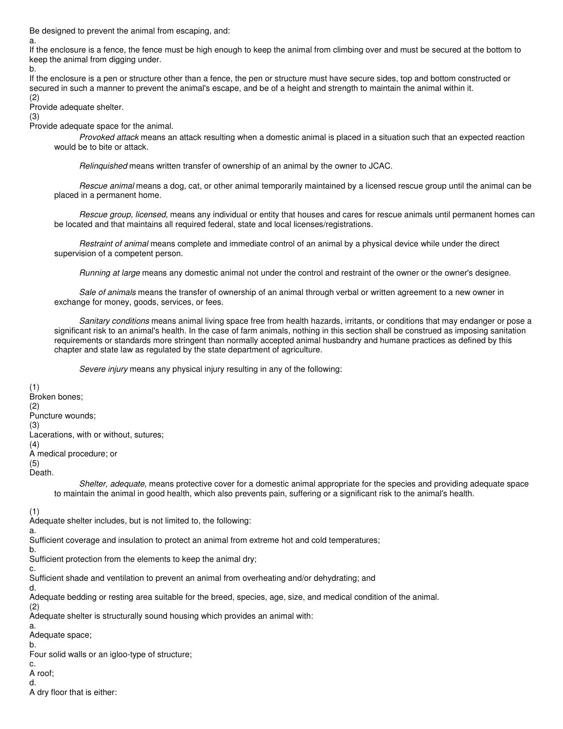Be designed to prevent the animal from escaping, and:

a.
If the enclosure is a fence, the fence must be high enough to keep the animal from climbing over and must be secured at the bottom to keep the animal from digging under.

b.
If the enclosure is a pen or structure other than a fence, the pen or structure must have secure sides, top and bottom constructed or secured in such a manner to prevent the animal's escape, and be of a height and strength to maintain the animal within it.

(2)
Provide adequate shelter.

(3)
Provide adequate space for the animal.

*Provoked attack* means an attack resulting when a domestic animal is placed in a situation such that an expected reaction would be to bite or attack.

*Relinquished* means written transfer of ownership of an animal by the owner to JCAC.

*Rescue animal* means a dog, cat, or other animal temporarily maintained by a licensed rescue group until the animal can be placed in a permanent home.

*Rescue group, licensed,* means any individual or entity that houses and cares for rescue animals until permanent homes can be located and that maintains all required federal, state and local licenses/registrations.

*Restraint of animal* means complete and immediate control of an animal by a physical device while under the direct supervision of a competent person.

*Running at large* means any domestic animal not under the control and restraint of the owner or the owner's designee.

*Sale of animals* means the transfer of ownership of an animal through verbal or written agreement to a new owner in exchange for money, goods, services, or fees.

*Sanitary conditions* means animal living space free from health hazards, irritants, or conditions that may endanger or pose a significant risk to an animal's health. In the case of farm animals, nothing in this section shall be construed as imposing sanitation requirements or standards more stringent than normally accepted animal husbandry and humane practices as defined by this chapter and state law as regulated by the state department of agriculture.

*Severe injury* means any physical injury resulting in any of the following:

(1)
Broken bones;

(2)
Puncture wounds;

(3)
Lacerations, with or without, sutures;

(4)
A medical procedure; or

(5)
Death.

*Shelter, adequate,* means protective cover for a domestic animal appropriate for the species and providing adequate space to maintain the animal in good health, which also prevents pain, suffering or a significant risk to the animal's health.

(1)
Adequate shelter includes, but is not limited to, the following:

a.
Sufficient coverage and insulation to protect an animal from extreme hot and cold temperatures;

b.
Sufficient protection from the elements to keep the animal dry;

c.
Sufficient shade and ventilation to prevent an animal from overheating and/or dehydrating; and

d.
Adequate bedding or resting area suitable for the breed, species, age, size, and medical condition of the animal.

(2)
Adequate shelter is structurally sound housing which provides an animal with:

a.
Adequate space;

b.
Four solid walls or an igloo-type of structure;

c.
A roof;

d.
A dry floor that is either: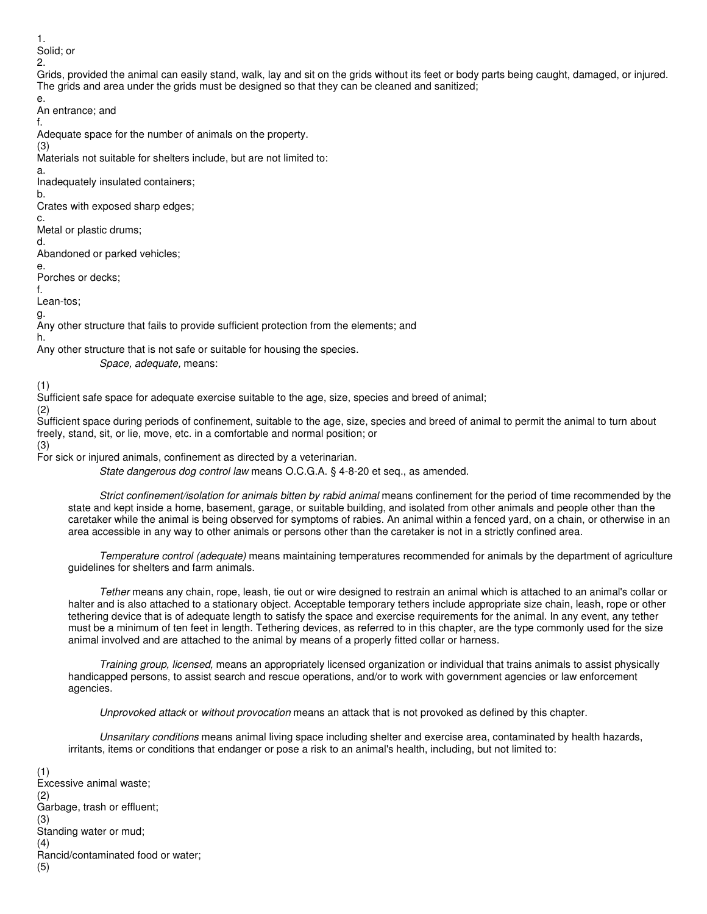1.
Solid; or
2.
Grids, provided the animal can easily stand, walk, lay and sit on the grids without its feet or body parts being caught, damaged, or injured. The grids and area under the grids must be designed so that they can be cleaned and sanitized;
e.
An entrance; and
f.
Adequate space for the number of animals on the property.
(3)
Materials not suitable for shelters include, but are not limited to:
a.
Inadequately insulated containers;
b.
Crates with exposed sharp edges;
c.
Metal or plastic drums;
d.
Abandoned or parked vehicles;
e.
Porches or decks;
f.
Lean-tos;
g.
Any other structure that fails to provide sufficient protection from the elements; and
h.
Any other structure that is not safe or suitable for housing the species.

*Space, adequate,* means:

(1)
Sufficient safe space for adequate exercise suitable to the age, size, species and breed of animal;
(2)
Sufficient space during periods of confinement, suitable to the age, size, species and breed of animal to permit the animal to turn about freely, stand, sit, or lie, move, etc. in a comfortable and normal position; or
(3)
For sick or injured animals, confinement as directed by a veterinarian.

*State dangerous dog control law* means O.C.G.A. § 4-8-20 et seq., as amended.

*Strict confinement/isolation for animals bitten by rabid animal* means confinement for the period of time recommended by the state and kept inside a home, basement, garage, or suitable building, and isolated from other animals and people other than the caretaker while the animal is being observed for symptoms of rabies. An animal within a fenced yard, on a chain, or otherwise in an area accessible in any way to other animals or persons other than the caretaker is not in a strictly confined area.

*Temperature control (adequate)* means maintaining temperatures recommended for animals by the department of agriculture guidelines for shelters and farm animals.

*Tether* means any chain, rope, leash, tie out or wire designed to restrain an animal which is attached to an animal's collar or halter and is also attached to a stationary object. Acceptable temporary tethers include appropriate size chain, leash, rope or other tethering device that is of adequate length to satisfy the space and exercise requirements for the animal. In any event, any tether must be a minimum of ten feet in length. Tethering devices, as referred to in this chapter, are the type commonly used for the size animal involved and are attached to the animal by means of a properly fitted collar or harness.

*Training group, licensed,* means an appropriately licensed organization or individual that trains animals to assist physically handicapped persons, to assist search and rescue operations, and/or to work with government agencies or law enforcement agencies.

*Unprovoked attack* or *without provocation* means an attack that is not provoked as defined by this chapter.

*Unsanitary conditions* means animal living space including shelter and exercise area, contaminated by health hazards, irritants, items or conditions that endanger or pose a risk to an animal's health, including, but not limited to:

(1)
Excessive animal waste;
(2)
Garbage, trash or effluent;
(3)
Standing water or mud;
(4)
Rancid/contaminated food or water;
(5)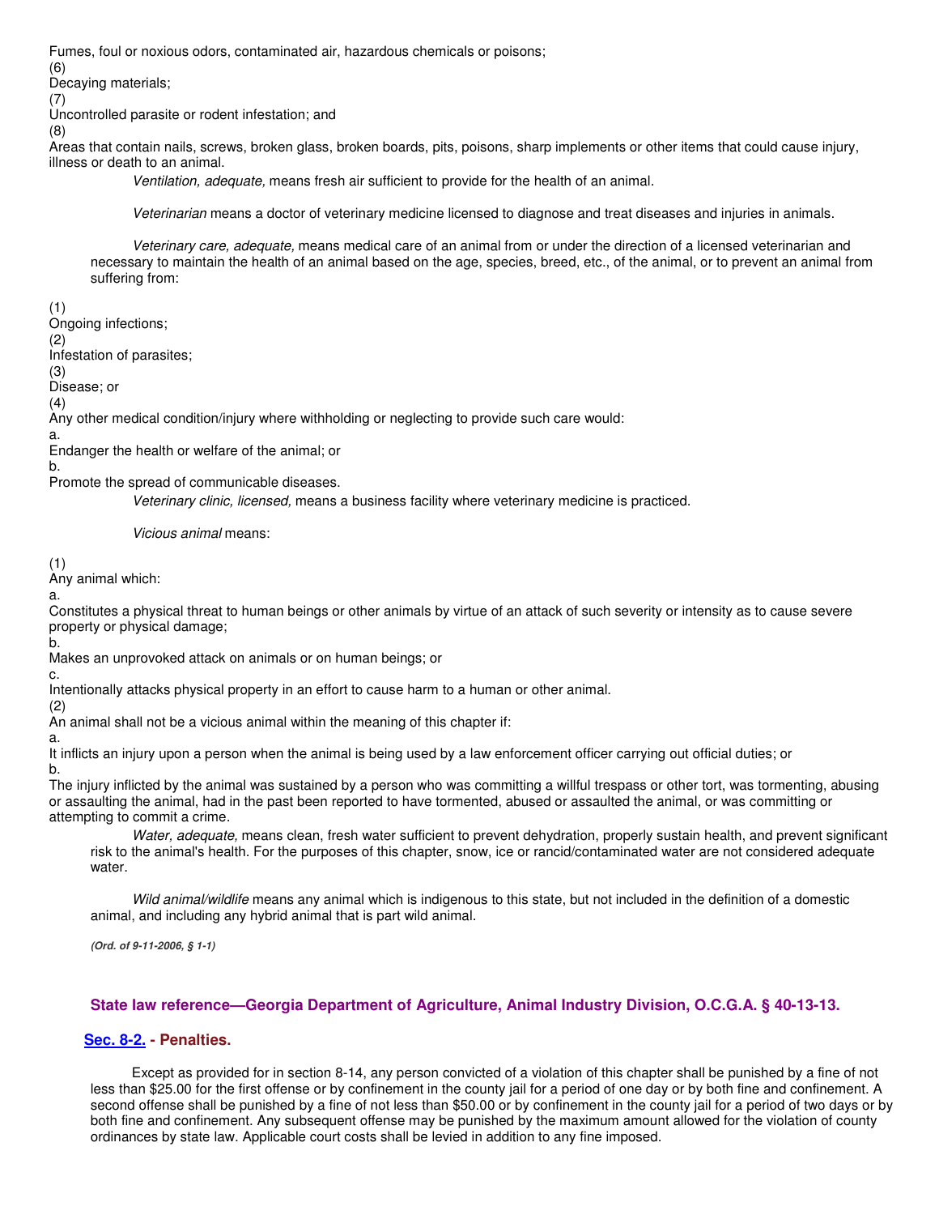Fumes, foul or noxious odors, contaminated air, hazardous chemicals or poisons;

(6)

Decaying materials;

(7)

Uncontrolled parasite or rodent infestation; and

(8)

Areas that contain nails, screws, broken glass, broken boards, pits, poisons, sharp implements or other items that could cause injury, illness or death to an animal.

*Ventilation, adequate,* means fresh air sufficient to provide for the health of an animal.

*Veterinarian* means a doctor of veterinary medicine licensed to diagnose and treat diseases and injuries in animals.

*Veterinary care, adequate,* means medical care of an animal from or under the direction of a licensed veterinarian and necessary to maintain the health of an animal based on the age, species, breed, etc., of the animal, or to prevent an animal from suffering from:

(1)

Ongoing infections;

(2)

Infestation of parasites;

(3)

Disease; or

(4)

Any other medical condition/injury where withholding or neglecting to provide such care would:

a.

Endanger the health or welfare of the animal; or

b.

Promote the spread of communicable diseases.

*Veterinary clinic, licensed,* means a business facility where veterinary medicine is practiced.

*Vicious animal* means:

(1)

Any animal which:

a.

Constitutes a physical threat to human beings or other animals by virtue of an attack of such severity or intensity as to cause severe property or physical damage;

b.

Makes an unprovoked attack on animals or on human beings; or

c.

Intentionally attacks physical property in an effort to cause harm to a human or other animal.

(2)

An animal shall not be a vicious animal within the meaning of this chapter if:

a.

It inflicts an injury upon a person when the animal is being used by a law enforcement officer carrying out official duties; or

b.

The injury inflicted by the animal was sustained by a person who was committing a willful trespass or other tort, was tormenting, abusing or assaulting the animal, had in the past been reported to have tormented, abused or assaulted the animal, or was committing or attempting to commit a crime.

*Water, adequate,* means clean, fresh water sufficient to prevent dehydration, properly sustain health, and prevent significant risk to the animal's health. For the purposes of this chapter, snow, ice or rancid/contaminated water are not considered adequate water.

*Wild animal/wildlife* means any animal which is indigenous to this state, but not included in the definition of a domestic animal, and including any hybrid animal that is part wild animal.

***(Ord. of 9-11-2006, § 1-1)***

### State law reference—Georgia Department of Agriculture, Animal Industry Division, O.C.G.A. § 40-13-13.

### Sec. 8-2. - Penalties.

Except as provided for in section 8-14, any person convicted of a violation of this chapter shall be punished by a fine of not less than $25.00 for the first offense or by confinement in the county jail for a period of one day or by both fine and confinement. A second offense shall be punished by a fine of not less than $50.00 or by confinement in the county jail for a period of two days or by both fine and confinement. Any subsequent offense may be punished by the maximum amount allowed for the violation of county ordinances by state law. Applicable court costs shall be levied in addition to any fine imposed.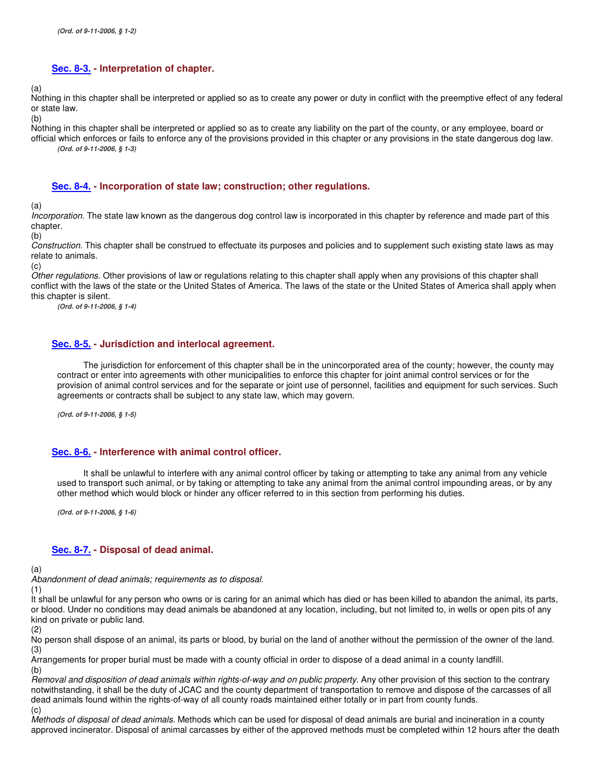*(Ord. of 9-11-2006, § 1-2)*

## Sec. 8-3. - Interpretation of chapter.

(a)
Nothing in this chapter shall be interpreted or applied so as to create any power or duty in conflict with the preemptive effect of any federal or state law.
(b)
Nothing in this chapter shall be interpreted or applied so as to create any liability on the part of the county, or any employee, board or official which enforces or fails to enforce any of the provisions provided in this chapter or any provisions in the state dangerous dog law.

*(Ord. of 9-11-2006, § 1-3)*

## Sec. 8-4. - Incorporation of state law; construction; other regulations.

(a)
*Incorporation.* The state law known as the dangerous dog control law is incorporated in this chapter by reference and made part of this chapter.
(b)
*Construction.* This chapter shall be construed to effectuate its purposes and policies and to supplement such existing state laws as may relate to animals.
(c)
*Other regulations.* Other provisions of law or regulations relating to this chapter shall apply when any provisions of this chapter shall conflict with the laws of the state or the United States of America. The laws of the state or the United States of America shall apply when this chapter is silent.

*(Ord. of 9-11-2006, § 1-4)*

## Sec. 8-5. - Jurisdiction and interlocal agreement.

The jurisdiction for enforcement of this chapter shall be in the unincorporated area of the county; however, the county may contract or enter into agreements with other municipalities to enforce this chapter for joint animal control services or for the provision of animal control services and for the separate or joint use of personnel, facilities and equipment for such services. Such agreements or contracts shall be subject to any state law, which may govern.

*(Ord. of 9-11-2006, § 1-5)*

## Sec. 8-6. - Interference with animal control officer.

It shall be unlawful to interfere with any animal control officer by taking or attempting to take any animal from any vehicle used to transport such animal, or by taking or attempting to take any animal from the animal control impounding areas, or by any other method which would block or hinder any officer referred to in this section from performing his duties.

*(Ord. of 9-11-2006, § 1-6)*

## Sec. 8-7. - Disposal of dead animal.

(a)
*Abandonment of dead animals; requirements as to disposal.*
(1)
It shall be unlawful for any person who owns or is caring for an animal which has died or has been killed to abandon the animal, its parts, or blood. Under no conditions may dead animals be abandoned at any location, including, but not limited to, in wells or open pits of any kind on private or public land.
(2)
No person shall dispose of an animal, its parts or blood, by burial on the land of another without the permission of the owner of the land.
(3)
Arrangements for proper burial must be made with a county official in order to dispose of a dead animal in a county landfill.
(b)
*Removal and disposition of dead animals within rights-of-way and on public property.* Any other provision of this section to the contrary notwithstanding, it shall be the duty of JCAC and the county department of transportation to remove and dispose of the carcasses of all dead animals found within the rights-of-way of all county roads maintained either totally or in part from county funds.
(c)
*Methods of disposal of dead animals.* Methods which can be used for disposal of dead animals are burial and incineration in a county approved incinerator. Disposal of animal carcasses by either of the approved methods must be completed within 12 hours after the death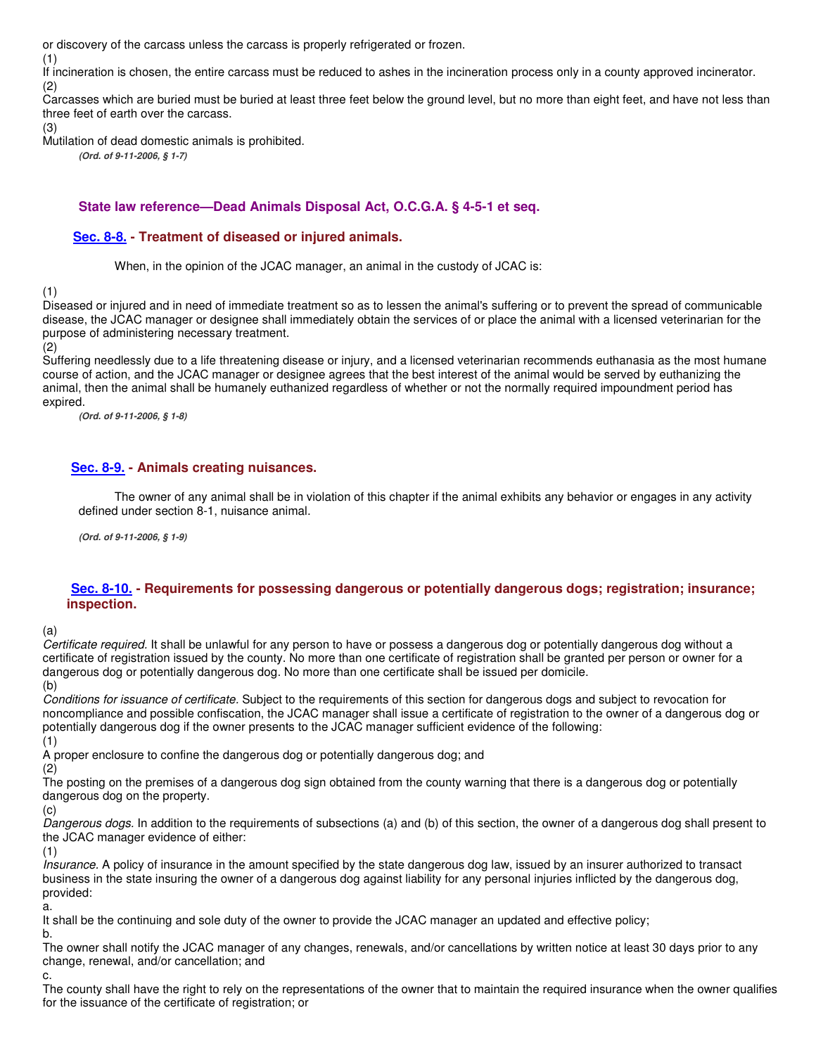or discovery of the carcass unless the carcass is properly refrigerated or frozen.

(1) If incineration is chosen, the entire carcass must be reduced to ashes in the incineration process only in a county approved incinerator.

(2) Carcasses which are buried must be buried at least three feet below the ground level, but no more than eight feet, and have not less than three feet of earth over the carcass.

(3) Mutilation of dead domestic animals is prohibited.

***(Ord. of 9-11-2006, § 1-7)***

**State law reference—Dead Animals Disposal Act, O.C.G.A. § 4-5-1 et seq.**

### Sec. 8-8. - Treatment of diseased or injured animals.

When, in the opinion of the JCAC manager, an animal in the custody of JCAC is:

(1) Diseased or injured and in need of immediate treatment so as to lessen the animal's suffering or to prevent the spread of communicable disease, the JCAC manager or designee shall immediately obtain the services of or place the animal with a licensed veterinarian for the purpose of administering necessary treatment.

(2) Suffering needlessly due to a life threatening disease or injury, and a licensed veterinarian recommends euthanasia as the most humane course of action, and the JCAC manager or designee agrees that the best interest of the animal would be served by euthanizing the animal, then the animal shall be humanely euthanized regardless of whether or not the normally required impoundment period has expired.

***(Ord. of 9-11-2006, § 1-8)***

### Sec. 8-9. - Animals creating nuisances.

The owner of any animal shall be in violation of this chapter if the animal exhibits any behavior or engages in any activity defined under section 8-1, nuisance animal.

***(Ord. of 9-11-2006, § 1-9)***

### Sec. 8-10. - Requirements for possessing dangerous or potentially dangerous dogs; registration; insurance; inspection.

(a) *Certificate required.* It shall be unlawful for any person to have or possess a dangerous dog or potentially dangerous dog without a certificate of registration issued by the county. No more than one certificate of registration shall be granted per person or owner for a dangerous dog or potentially dangerous dog. No more than one certificate shall be issued per domicile.

(b) *Conditions for issuance of certificate.* Subject to the requirements of this section for dangerous dogs and subject to revocation for noncompliance and possible confiscation, the JCAC manager shall issue a certificate of registration to the owner of a dangerous dog or potentially dangerous dog if the owner presents to the JCAC manager sufficient evidence of the following:

(1) A proper enclosure to confine the dangerous dog or potentially dangerous dog; and

(2) The posting on the premises of a dangerous dog sign obtained from the county warning that there is a dangerous dog or potentially dangerous dog on the property.

(c) *Dangerous dogs.* In addition to the requirements of subsections (a) and (b) of this section, the owner of a dangerous dog shall present to the JCAC manager evidence of either:

(1) *Insurance.* A policy of insurance in the amount specified by the state dangerous dog law, issued by an insurer authorized to transact business in the state insuring the owner of a dangerous dog against liability for any personal injuries inflicted by the dangerous dog, provided:

a. It shall be the continuing and sole duty of the owner to provide the JCAC manager an updated and effective policy;

b. The owner shall notify the JCAC manager of any changes, renewals, and/or cancellations by written notice at least 30 days prior to any change, renewal, and/or cancellation; and

c. The county shall have the right to rely on the representations of the owner that to maintain the required insurance when the owner qualifies for the issuance of the certificate of registration; or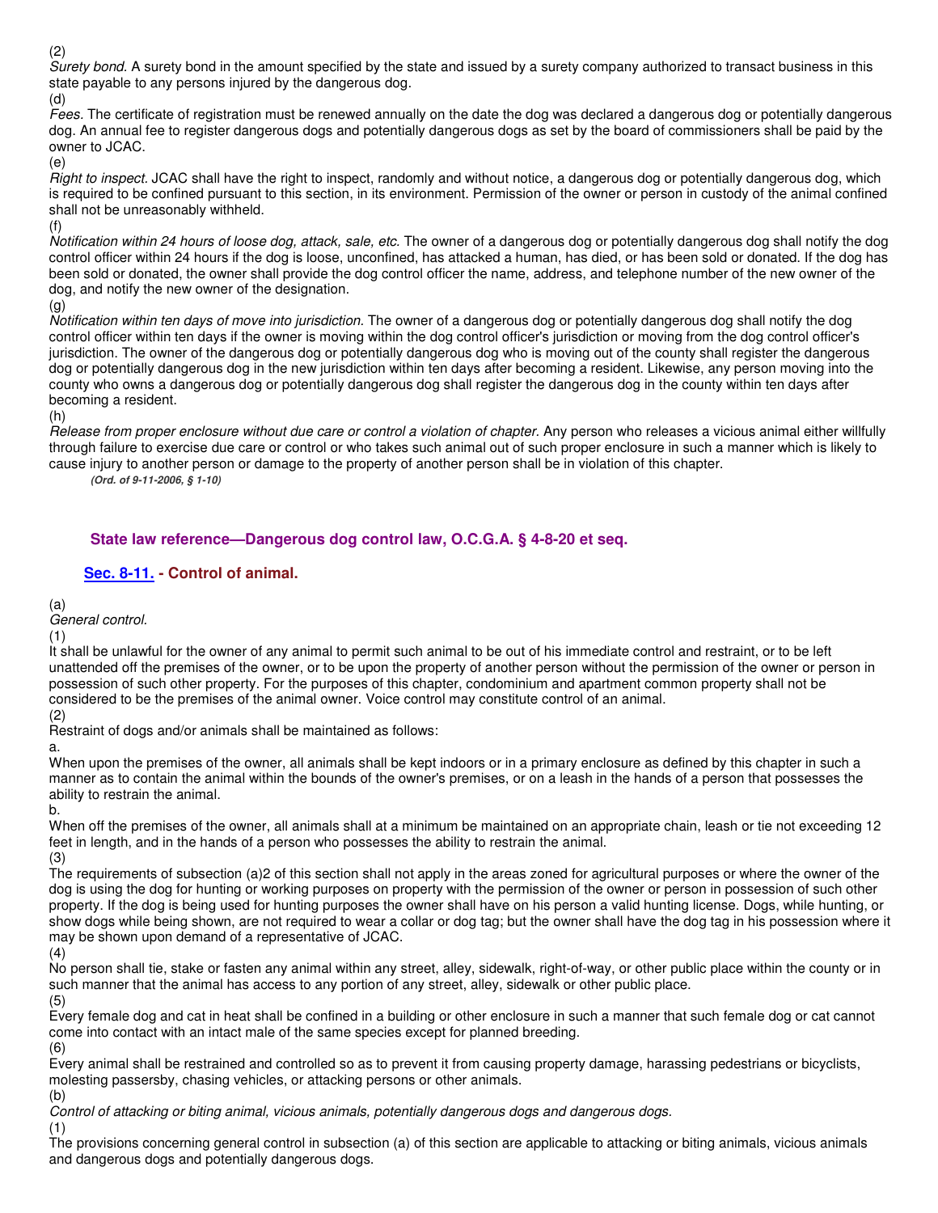(2)

*Surety bond.* A surety bond in the amount specified by the state and issued by a surety company authorized to transact business in this state payable to any persons injured by the dangerous dog.

(d)

*Fees.* The certificate of registration must be renewed annually on the date the dog was declared a dangerous dog or potentially dangerous dog. An annual fee to register dangerous dogs and potentially dangerous dogs as set by the board of commissioners shall be paid by the owner to JCAC.

(e)

*Right to inspect.* JCAC shall have the right to inspect, randomly and without notice, a dangerous dog or potentially dangerous dog, which is required to be confined pursuant to this section, in its environment. Permission of the owner or person in custody of the animal confined shall not be unreasonably withheld.

(f)

*Notification within 24 hours of loose dog, attack, sale, etc.* The owner of a dangerous dog or potentially dangerous dog shall notify the dog control officer within 24 hours if the dog is loose, unconfined, has attacked a human, has died, or has been sold or donated. If the dog has been sold or donated, the owner shall provide the dog control officer the name, address, and telephone number of the new owner of the dog, and notify the new owner of the designation.

(g)

*Notification within ten days of move into jurisdiction.* The owner of a dangerous dog or potentially dangerous dog shall notify the dog control officer within ten days if the owner is moving within the dog control officer's jurisdiction or moving from the dog control officer's jurisdiction. The owner of the dangerous dog or potentially dangerous dog who is moving out of the county shall register the dangerous dog or potentially dangerous dog in the new jurisdiction within ten days after becoming a resident. Likewise, any person moving into the county who owns a dangerous dog or potentially dangerous dog shall register the dangerous dog in the county within ten days after becoming a resident.

(h)

*Release from proper enclosure without due care or control a violation of chapter.* Any person who releases a vicious animal either willfully through failure to exercise due care or control or who takes such animal out of such proper enclosure in such a manner which is likely to cause injury to another person or damage to the property of another person shall be in violation of this chapter.

***(Ord. of 9-11-2006, § 1-10)***

**State law reference—Dangerous dog control law, O.C.G.A. § 4-8-20 et seq.**

## Sec. 8-11. - Control of animal.

(a)

*General control.*

(1)

It shall be unlawful for the owner of any animal to permit such animal to be out of his immediate control and restraint, or to be left unattended off the premises of the owner, or to be upon the property of another person without the permission of the owner or person in possession of such other property. For the purposes of this chapter, condominium and apartment common property shall not be considered to be the premises of the animal owner. Voice control may constitute control of an animal.

(2)

Restraint of dogs and/or animals shall be maintained as follows:

a.

When upon the premises of the owner, all animals shall be kept indoors or in a primary enclosure as defined by this chapter in such a manner as to contain the animal within the bounds of the owner's premises, or on a leash in the hands of a person that possesses the ability to restrain the animal.

b.

When off the premises of the owner, all animals shall at a minimum be maintained on an appropriate chain, leash or tie not exceeding 12 feet in length, and in the hands of a person who possesses the ability to restrain the animal.

(3)

The requirements of subsection (a)2 of this section shall not apply in the areas zoned for agricultural purposes or where the owner of the dog is using the dog for hunting or working purposes on property with the permission of the owner or person in possession of such other property. If the dog is being used for hunting purposes the owner shall have on his person a valid hunting license. Dogs, while hunting, or show dogs while being shown, are not required to wear a collar or dog tag; but the owner shall have the dog tag in his possession where it may be shown upon demand of a representative of JCAC.

(4)

No person shall tie, stake or fasten any animal within any street, alley, sidewalk, right-of-way, or other public place within the county or in such manner that the animal has access to any portion of any street, alley, sidewalk or other public place.

(5)

Every female dog and cat in heat shall be confined in a building or other enclosure in such a manner that such female dog or cat cannot come into contact with an intact male of the same species except for planned breeding.

(6)

Every animal shall be restrained and controlled so as to prevent it from causing property damage, harassing pedestrians or bicyclists, molesting passersby, chasing vehicles, or attacking persons or other animals.

(b)

*Control of attacking or biting animal, vicious animals, potentially dangerous dogs and dangerous dogs.*

(1)

The provisions concerning general control in subsection (a) of this section are applicable to attacking or biting animals, vicious animals and dangerous dogs and potentially dangerous dogs.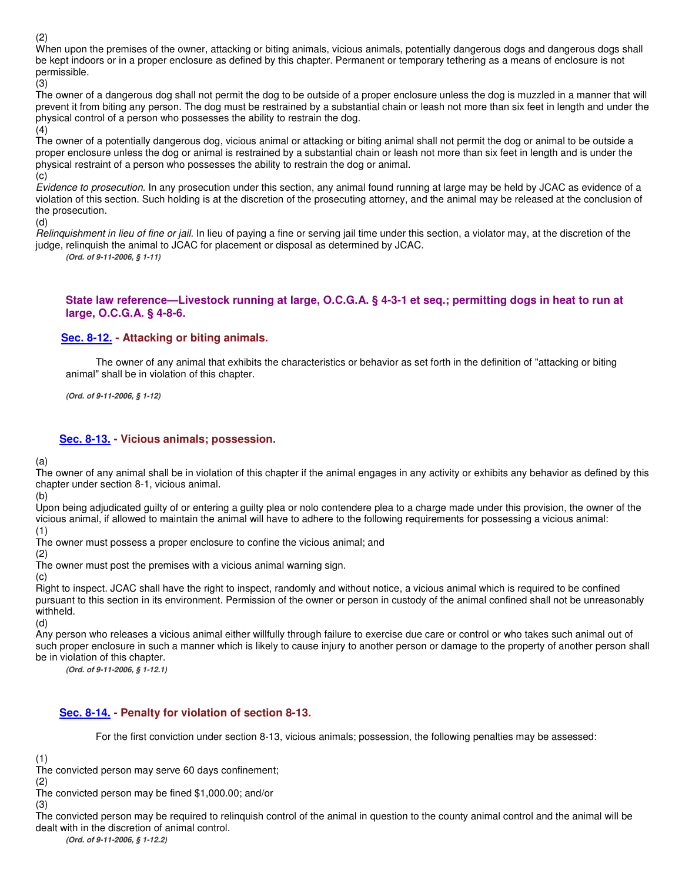(2)

When upon the premises of the owner, attacking or biting animals, vicious animals, potentially dangerous dogs and dangerous dogs shall be kept indoors or in a proper enclosure as defined by this chapter. Permanent or temporary tethering as a means of enclosure is not permissible.

(3)

The owner of a dangerous dog shall not permit the dog to be outside of a proper enclosure unless the dog is muzzled in a manner that will prevent it from biting any person. The dog must be restrained by a substantial chain or leash not more than six feet in length and under the physical control of a person who possesses the ability to restrain the dog.

(4)

The owner of a potentially dangerous dog, vicious animal or attacking or biting animal shall not permit the dog or animal to be outside a proper enclosure unless the dog or animal is restrained by a substantial chain or leash not more than six feet in length and is under the physical restraint of a person who possesses the ability to restrain the dog or animal.

(c)

*Evidence to prosecution.* In any prosecution under this section, any animal found running at large may be held by JCAC as evidence of a violation of this section. Such holding is at the discretion of the prosecuting attorney, and the animal may be released at the conclusion of the prosecution.

(d)

*Relinquishment in lieu of fine or jail.* In lieu of paying a fine or serving jail time under this section, a violator may, at the discretion of the judge, relinquish the animal to JCAC for placement or disposal as determined by JCAC.

***(Ord. of 9-11-2006, § 1-11)***

**State law reference—Livestock running at large, O.C.G.A. § 4-3-1 et seq.; permitting dogs in heat to run at large, O.C.G.A. § 4-8-6.**

## Sec. 8-12. - Attacking or biting animals.

The owner of any animal that exhibits the characteristics or behavior as set forth in the definition of "attacking or biting animal" shall be in violation of this chapter.

***(Ord. of 9-11-2006, § 1-12)***

## Sec. 8-13. - Vicious animals; possession.

(a)

The owner of any animal shall be in violation of this chapter if the animal engages in any activity or exhibits any behavior as defined by this chapter under section 8-1, vicious animal.

(b)

Upon being adjudicated guilty of or entering a guilty plea or nolo contendere plea to a charge made under this provision, the owner of the vicious animal, if allowed to maintain the animal will have to adhere to the following requirements for possessing a vicious animal:

(1)

The owner must possess a proper enclosure to confine the vicious animal; and

(2)

The owner must post the premises with a vicious animal warning sign.

(c)

Right to inspect. JCAC shall have the right to inspect, randomly and without notice, a vicious animal which is required to be confined pursuant to this section in its environment. Permission of the owner or person in custody of the animal confined shall not be unreasonably withheld.

(d)

Any person who releases a vicious animal either willfully through failure to exercise due care or control or who takes such animal out of such proper enclosure in such a manner which is likely to cause injury to another person or damage to the property of another person shall be in violation of this chapter.

***(Ord. of 9-11-2006, § 1-12.1)***

## Sec. 8-14. - Penalty for violation of section 8-13.

For the first conviction under section 8-13, vicious animals; possession, the following penalties may be assessed:

(1)

The convicted person may serve 60 days confinement;

(2)

The convicted person may be fined $1,000.00; and/or

(3)

The convicted person may be required to relinquish control of the animal in question to the county animal control and the animal will be dealt with in the discretion of animal control.

***(Ord. of 9-11-2006, § 1-12.2)***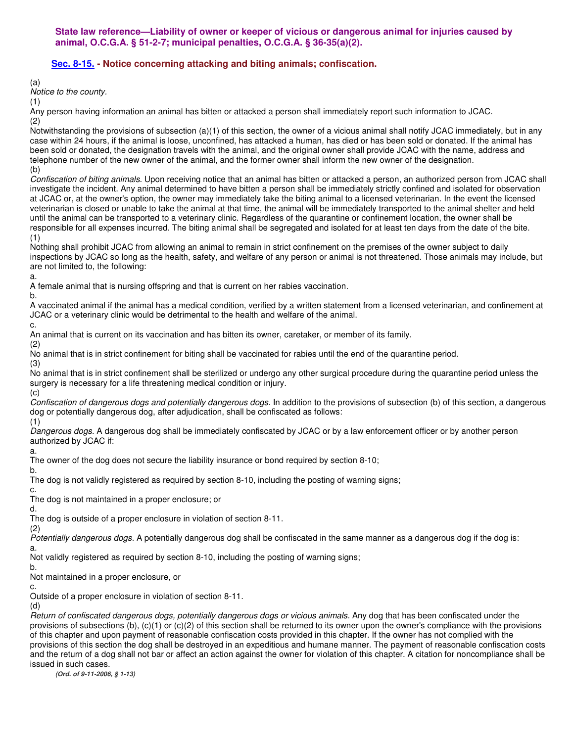**State law reference—Liability of owner or keeper of vicious or dangerous animal for injuries caused by animal, O.C.G.A. § 51-2-7; municipal penalties, O.C.G.A. § 36-35(a)(2).**

### Sec. 8-15. - Notice concerning attacking and biting animals; confiscation.

(a)
*Notice to the county.*
(1)
Any person having information an animal has bitten or attacked a person shall immediately report such information to JCAC.
(2)
Notwithstanding the provisions of subsection (a)(1) of this section, the owner of a vicious animal shall notify JCAC immediately, but in any case within 24 hours, if the animal is loose, unconfined, has attacked a human, has died or has been sold or donated. If the animal has been sold or donated, the designation travels with the animal, and the original owner shall provide JCAC with the name, address and telephone number of the new owner of the animal, and the former owner shall inform the new owner of the designation.
(b)
*Confiscation of biting animals.* Upon receiving notice that an animal has bitten or attacked a person, an authorized person from JCAC shall investigate the incident. Any animal determined to have bitten a person shall be immediately strictly confined and isolated for observation at JCAC or, at the owner's option, the owner may immediately take the biting animal to a licensed veterinarian. In the event the licensed veterinarian is closed or unable to take the animal at that time, the animal will be immediately transported to the animal shelter and held until the animal can be transported to a veterinary clinic. Regardless of the quarantine or confinement location, the owner shall be responsible for all expenses incurred. The biting animal shall be segregated and isolated for at least ten days from the date of the bite.
(1)
Nothing shall prohibit JCAC from allowing an animal to remain in strict confinement on the premises of the owner subject to daily inspections by JCAC so long as the health, safety, and welfare of any person or animal is not threatened. Those animals may include, but are not limited to, the following:
a.
A female animal that is nursing offspring and that is current on her rabies vaccination.
b.
A vaccinated animal if the animal has a medical condition, verified by a written statement from a licensed veterinarian, and confinement at JCAC or a veterinary clinic would be detrimental to the health and welfare of the animal.
c.
An animal that is current on its vaccination and has bitten its owner, caretaker, or member of its family.
(2)
No animal that is in strict confinement for biting shall be vaccinated for rabies until the end of the quarantine period.
(3)
No animal that is in strict confinement shall be sterilized or undergo any other surgical procedure during the quarantine period unless the surgery is necessary for a life threatening medical condition or injury.
(c)
*Confiscation of dangerous dogs and potentially dangerous dogs.* In addition to the provisions of subsection (b) of this section, a dangerous dog or potentially dangerous dog, after adjudication, shall be confiscated as follows:
(1)
*Dangerous dogs.* A dangerous dog shall be immediately confiscated by JCAC or by a law enforcement officer or by another person authorized by JCAC if:
a.
The owner of the dog does not secure the liability insurance or bond required by section 8-10;
b.
The dog is not validly registered as required by section 8-10, including the posting of warning signs;
c.
The dog is not maintained in a proper enclosure; or
d.
The dog is outside of a proper enclosure in violation of section 8-11.
(2)
*Potentially dangerous dogs.* A potentially dangerous dog shall be confiscated in the same manner as a dangerous dog if the dog is:
a.
Not validly registered as required by section 8-10, including the posting of warning signs;
b.
Not maintained in a proper enclosure, or
c.
Outside of a proper enclosure in violation of section 8-11.
(d)
*Return of confiscated dangerous dogs, potentially dangerous dogs or vicious animals.* Any dog that has been confiscated under the provisions of subsections (b), (c)(1) or (c)(2) of this section shall be returned to its owner upon the owner's compliance with the provisions of this chapter and upon payment of reasonable confiscation costs provided in this chapter. If the owner has not complied with the provisions of this section the dog shall be destroyed in an expeditious and humane manner. The payment of reasonable confiscation costs and the return of a dog shall not bar or affect an action against the owner for violation of this chapter. A citation for noncompliance shall be issued in such cases.

***(Ord. of 9-11-2006, § 1-13)***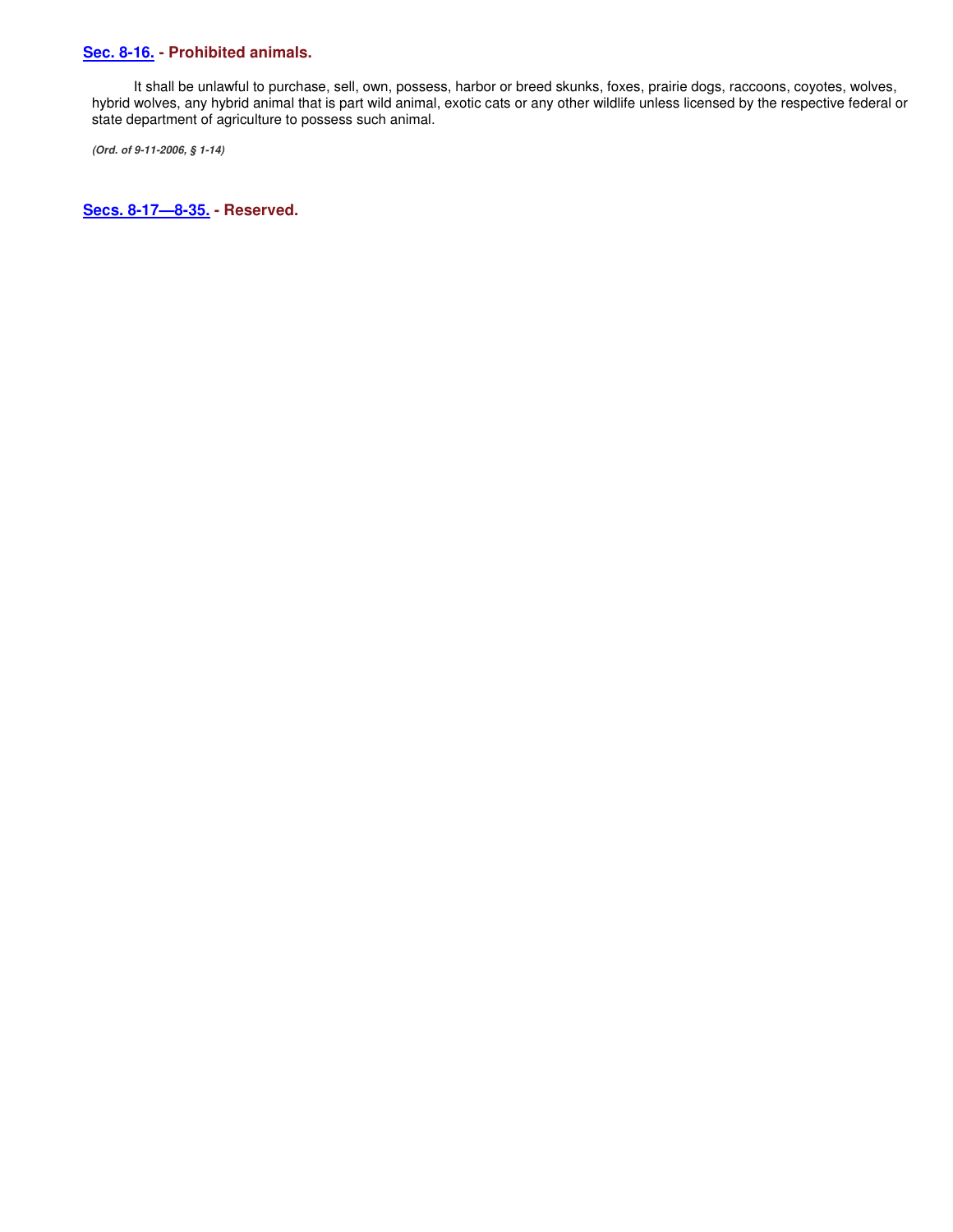### Sec. 8-16. - Prohibited animals.

It shall be unlawful to purchase, sell, own, possess, harbor or breed skunks, foxes, prairie dogs, raccoons, coyotes, wolves, hybrid wolves, any hybrid animal that is part wild animal, exotic cats or any other wildlife unless licensed by the respective federal or state department of agriculture to possess such animal.

*(Ord. of 9-11-2006, § 1-14)*

### Secs. 8-17—8-35. - Reserved.